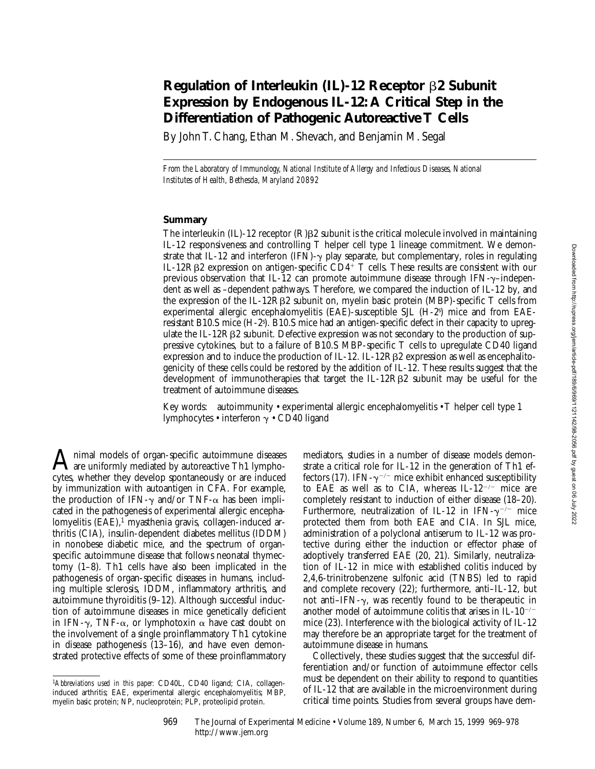# Regulation of Interleukin (IL)-12 Receptor β2 Subunit Expression by Endogenous IL-12: A Critical Step in the Differentiation of Pathogenic Autoreactive T Cells

By John T. Chang, Ethan M. Shevach, and Benjamin M. Segal

*From the Laboratory of Immunology, National Institute of Allergy and Infectious Diseases, National Institutes of Health, Bethesda, Maryland 20892*

## Summary

The interleukin (IL)-12 receptor (R)β2 subunit is the critical molecule involved in maintaining IL-12 responsiveness and controlling T helper cell type 1 lineage commitment. We demonstrate that IL-12 and interferon (IFN)-γ play separate, but complementary, roles in regulating IL-12Rβ2 expression on antigen-specific $CD4^+$ T cells. These results are consistent with our previous observation that IL-12 can promote autoimmune disease through IFN-γ–independent as well as –dependent pathways. Therefore, we compared the induction of IL-12 by, and the expression of the IL-12Rβ2 subunit on, myelin basic protein (MBP)-specific T cells from experimental allergic encephalomyelitis (EAE)-susceptible SJL ($H-2^s$) mice and from EAE-resistant B10.S mice ($H-2^s$). B10.S mice had an antigen-specific defect in their capacity to upregulate the IL-12Rβ2 subunit. Defective expression was not secondary to the production of suppressive cytokines, but to a failure of B10.S MBP-specific T cells to upregulate CD40 ligand expression and to induce the production of IL-12. IL-12Rβ2 expression as well as encephalitogenicity of these cells could be restored by the addition of IL-12. These results suggest that the development of immunotherapies that target the IL-12Rβ2 subunit may be useful for the treatment of autoimmune diseases.

Key words: autoimmunity • experimental allergic encephalomyelitis • T helper cell type 1 lymphocytes • interferon γ • CD40 ligand

Animal models of organ-specific autoimmune diseases are uniformly mediated by autoreactive Th1 lymphocytes, whether they develop spontaneously or are induced by immunization with autoantigen in CFA. For example, the production of IFN-γ and/or TNF-α has been implicated in the pathogenesis of experimental allergic encephalomyelitis (EAE),[1] myasthenia gravis, collagen-induced arthritis (CIA), insulin-dependent diabetes mellitus (IDDM) in nonobese diabetic mice, and the spectrum of organ-specific autoimmune disease that follows neonatal thymectomy (1–8). Th1 cells have also been implicated in the pathogenesis of organ-specific diseases in humans, including multiple sclerosis, IDDM, inflammatory arthritis, and autoimmune thyroiditis (9–12). Although successful induction of autoimmune diseases in mice genetically deficient in IFN-γ, TNF-α, or lymphotoxin α have cast doubt on the involvement of a single proinflammatory Th1 cytokine in disease pathogenesis (13–16), and have even demonstrated protective effects of some of these proinflammatory mediators, studies in a number of disease models demonstrate a critical role for IL-12 in the generation of Th1 effectors (17). IFN-$\gamma^{-/-}$ mice exhibit enhanced susceptibility to EAE as well as to CIA, whereas IL-$12^{-/-}$ mice are completely resistant to induction of either disease (18–20). Furthermore, neutralization of IL-12 in IFN-$\gamma^{-/-}$ mice protected them from both EAE and CIA. In SJL mice, administration of a polyclonal antiserum to IL-12 was protective during either the induction or effector phase of adoptively transferred EAE (20, 21). Similarly, neutralization of IL-12 in mice with established colitis induced by 2,4,6-trinitrobenzene sulfonic acid (TNBS) led to rapid and complete recovery (22); furthermore, anti–IL-12, but not anti–IFN-γ, was recently found to be therapeutic in another model of autoimmune colitis that arises in IL-$10^{-/-}$ mice (23). Interference with the biological activity of IL-12 may therefore be an appropriate target for the treatment of autoimmune disease in humans.

Collectively, these studies suggest that the successful differentiation and/or function of autoimmune effector cells must be dependent on their ability to respond to quantities of IL-12 that are available in the microenvironment during critical time points. Studies from several groups have dem-

[1]*Abbreviations used in this paper:* CD40L, CD40 ligand; CIA, collagen-induced arthritis; EAE, experimental allergic encephalomyelitis; MBP, myelin basic protein; NP, nucleoprotein; PLP, proteolipid protein.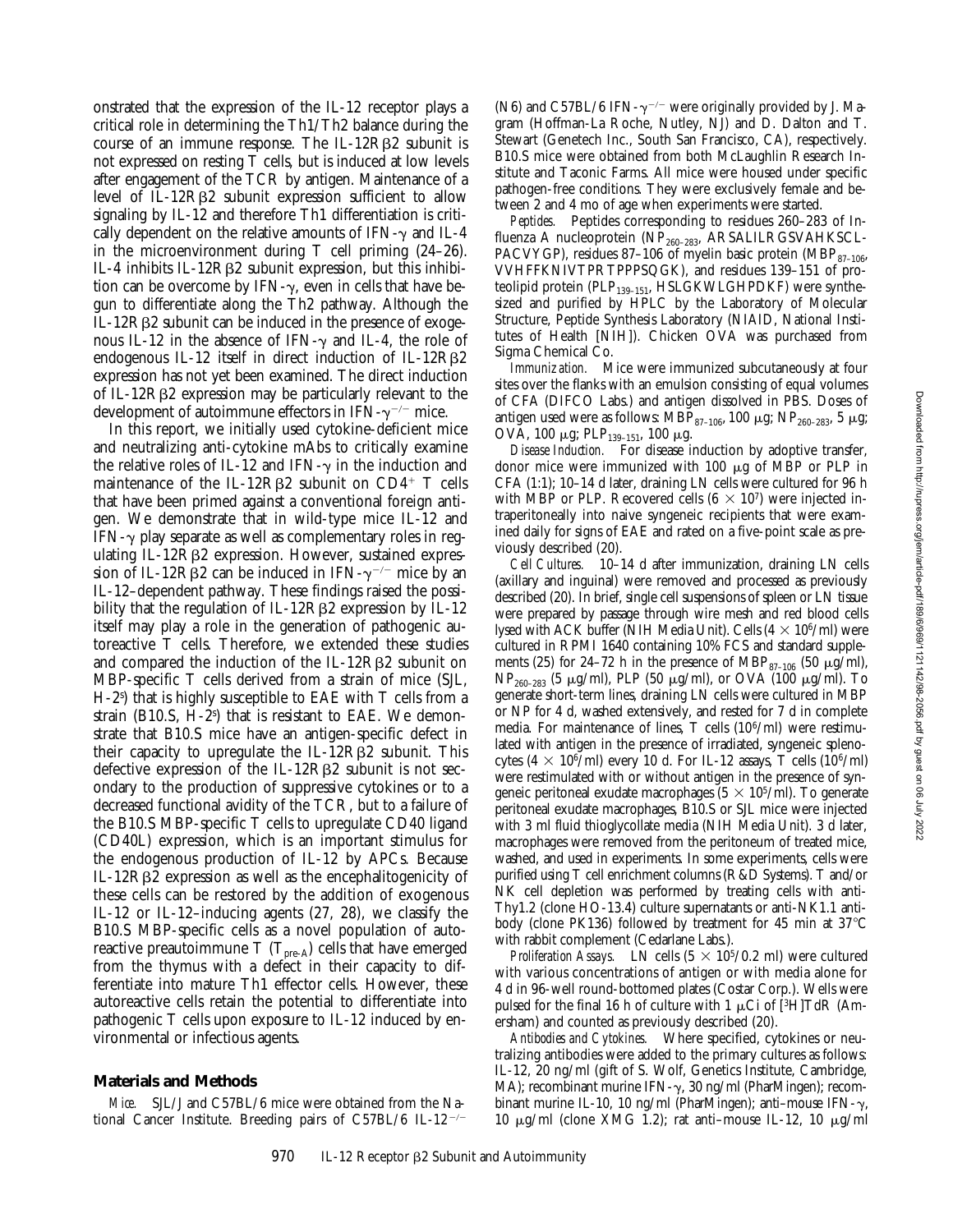onstrated that the expression of the IL-12 receptor plays a critical role in determining the Th1/Th2 balance during the course of an immune response. The IL-12R β2 subunit is not expressed on resting T cells, but is induced at low levels after engagement of the TCR by antigen. Maintenance of a level of IL-12R β2 subunit expression sufficient to allow signaling by IL-12 and therefore Th1 differentiation is critically dependent on the relative amounts of IFN-γ and IL-4 in the microenvironment during T cell priming (24–26). IL-4 inhibits IL-12R β2 subunit expression, but this inhibition can be overcome by IFN-γ, even in cells that have begun to differentiate along the Th2 pathway. Although the IL-12R β2 subunit can be induced in the presence of exogenous IL-12 in the absence of IFN-γ and IL-4, the role of endogenous IL-12 itself in direct induction of IL-12R β2 expression has not yet been examined. The direct induction of IL-12R β2 expression may be particularly relevant to the development of autoimmune effectors in IFN-$\gamma^{-/-}$ mice.

In this report, we initially used cytokine-deficient mice and neutralizing anti-cytokine mAbs to critically examine the relative roles of IL-12 and IFN-γ in the induction and maintenance of the IL-12R β2 subunit on $CD4^+$ T cells that have been primed against a conventional foreign antigen. We demonstrate that in wild-type mice IL-12 and IFN-γ play separate as well as complementary roles in regulating IL-12R β2 expression. However, sustained expression of IL-12R β2 can be induced in IFN-$\gamma^{-/-}$ mice by an IL-12–dependent pathway. These findings raised the possibility that the regulation of IL-12R β2 expression by IL-12 itself may play a role in the generation of pathogenic autoreactive T cells. Therefore, we extended these studies and compared the induction of the IL-12R β2 subunit on MBP-specific T cells derived from a strain of mice (SJL, H-$2^s$) that is highly susceptible to EAE with T cells from a strain (B10.S, H-$2^s$) that is resistant to EAE. We demonstrate that B10.S mice have an antigen-specific defect in their capacity to upregulate the IL-12R β2 subunit. This defective expression of the IL-12R β2 subunit is not secondary to the production of suppressive cytokines or to a decreased functional avidity of the TCR, but to a failure of the B10.S MBP-specific T cells to upregulate CD40 ligand (CD40L) expression, which is an important stimulus for the endogenous production of IL-12 by APCs. Because IL-12R β2 expression as well as the encephalitogenicity of these cells can be restored by the addition of exogenous IL-12 or IL-12–inducing agents (27, 28), we classify the B10.S MBP-specific cells as a novel population of autoreactive preautoimmune T ($T_{pre-A}$) cells that have emerged from the thymus with a defect in their capacity to differentiate into mature Th1 effector cells. However, these autoreactive cells retain the potential to differentiate into pathogenic T cells upon exposure to IL-12 induced by environmental or infectious agents.

## Materials and Methods

*Mice.* SJL/J and C57BL/6 mice were obtained from the National Cancer Institute. Breeding pairs of C57BL/6 IL-$12^{-/-}$ (N6) and C57BL/6 IFN-$\gamma^{-/-}$ were originally provided by J. Magram (Hoffman-La Roche, Nutley, NJ) and D. Dalton and T. Stewart (Genetech Inc., South San Francisco, CA), respectively. B10.S mice were obtained from both McLaughlin Research Institute and Taconic Farms. All mice were housed under specific pathogen-free conditions. They were exclusively female and between 2 and 4 mo of age when experiments were started.

*Peptides.* Peptides corresponding to residues 260–283 of Influenza A nucleoprotein ($NP_{260-283}$, ARSALILRGSVAHKSCLPACVYGP), residues 87–106 of myelin basic protein ($MBP_{87-106}$, VVHFFKNIVTPRTPPPSQGK), and residues 139–151 of proteolipid protein ($PLP_{139-151}$, HSLGKWLGHPDKF) were synthesized and purified by HPLC by the Laboratory of Molecular Structure, Peptide Synthesis Laboratory (NIAID, National Institutes of Health [NIH]). Chicken OVA was purchased from Sigma Chemical Co.

*Immunization.* Mice were immunized subcutaneously at four sites over the flanks with an emulsion consisting of equal volumes of CFA (DIFCO Labs.) and antigen dissolved in PBS. Doses of antigen used were as follows: $MBP_{87-106}$, 100 μg; $NP_{260-283}$, 5 μg; OVA, 100 μg; $PLP_{139-151}$, 100 μg.

*Disease Induction.* For disease induction by adoptive transfer, donor mice were immunized with 100 μg of MBP or PLP in CFA (1:1); 10–14 d later, draining LN cells were cultured for 96 h with MBP or PLP. Recovered cells ($6 \times 10^7$) were injected intraperitoneally into naive syngeneic recipients that were examined daily for signs of EAE and rated on a five-point scale as previously described (20).

*Cell Cultures.* 10–14 d after immunization, draining LN cells (axillary and inguinal) were removed and processed as previously described (20). In brief, single cell suspensions of spleen or LN tissue were prepared by passage through wire mesh and red blood cells lysed with ACK buffer (NIH Media Unit). Cells ($4 \times 10^6$/ml) were cultured in RPMI 1640 containing 10% FCS and standard supplements (25) for 24–72 h in the presence of $MBP_{87-106}$ (50 μg/ml), $NP_{260-283}$ (5 μg/ml), PLP (50 μg/ml), or OVA (100 μg/ml). To generate short-term lines, draining LN cells were cultured in MBP or NP for 4 d, washed extensively, and rested for 7 d in complete media. For maintenance of lines, T cells ($10^6$/ml) were restimulated with antigen in the presence of irradiated, syngeneic splenocytes ($4 \times 10^6$/ml) every 10 d. For IL-12 assays, T cells ($10^6$/ml) were restimulated with or without antigen in the presence of syngeneic peritoneal exudate macrophages ($5 \times 10^5$/ml). To generate peritoneal exudate macrophages, B10.S or SJL mice were injected with 3 ml fluid thioglycollate media (NIH Media Unit). 3 d later, macrophages were removed from the peritoneum of treated mice, washed, and used in experiments. In some experiments, cells were purified using T cell enrichment columns (R&D Systems). T and/or NK cell depletion was performed by treating cells with anti-Thy1.2 (clone HO-13.4) culture supernatants or anti-NK1.1 antibody (clone PK136) followed by treatment for 45 min at 37°C with rabbit complement (Cedarlane Labs.).

*Proliferation Assays.* LN cells ($5 \times 10^5$/0.2 ml) were cultured with various concentrations of antigen or with media alone for 4 d in 96-well round-bottomed plates (Costar Corp.). Wells were pulsed for the final 16 h of culture with 1 μCi of [$^3$H]TdR (Amersham) and counted as previously described (20).

*Antibodies and Cytokines.* Where specified, cytokines or neutralizing antibodies were added to the primary cultures as follows: IL-12, 20 ng/ml (gift of S. Wolf, Genetics Institute, Cambridge, MA); recombinant murine IFN-γ, 30 ng/ml (PharMingen); recombinant murine IL-10, 10 ng/ml (PharMingen); anti–mouse IFN-γ, 10 μg/ml (clone XMG 1.2); rat anti–mouse IL-12, 10 μg/ml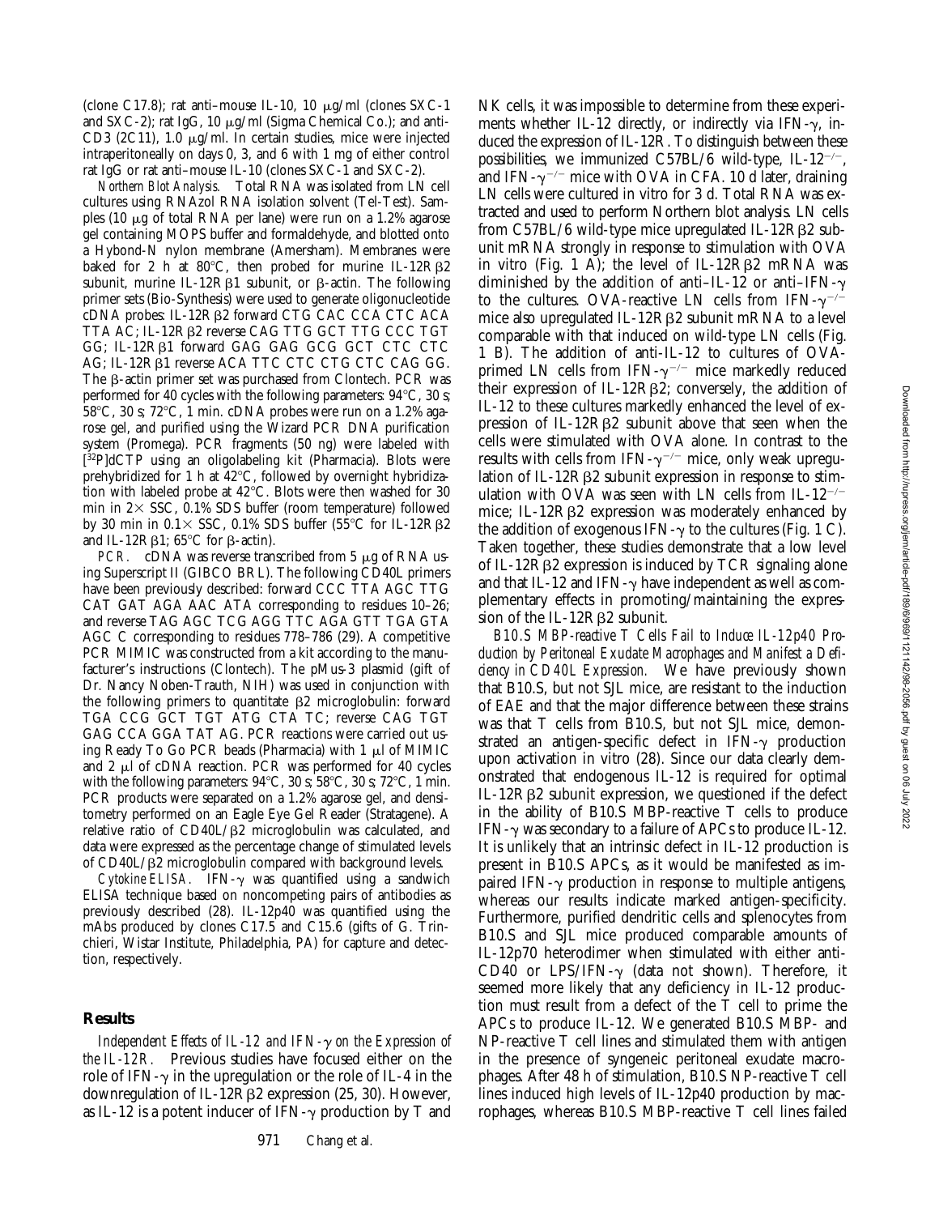(clone C17.8); rat anti–mouse IL-10, 10 μg/ml (clones SXC-1 and SXC-2); rat IgG, 10 μg/ml (Sigma Chemical Co.); and anti-CD3 (2C11), 1.0 μg/ml. In certain studies, mice were injected intraperitoneally on days 0, 3, and 6 with 1 mg of either control rat IgG or rat anti–mouse IL-10 (clones SXC-1 and SXC-2).

*Northern Blot Analysis.* Total RNA was isolated from LN cell cultures using RNAzol RNA isolation solvent (Tel-Test). Samples (10 μg of total RNA per lane) were run on a 1.2% agarose gel containing MOPS buffer and formaldehyde, and blotted onto a Hybond-N nylon membrane (Amersham). Membranes were baked for 2 h at 80°C, then probed for murine IL-12Rβ2 subunit, murine IL-12Rβ1 subunit, or β-actin. The following primer sets (Bio-Synthesis) were used to generate oligonucleotide cDNA probes: IL-12Rβ2 forward CTG CAC CCA CTC ACA TTA AC; IL-12Rβ2 reverse CAG TTG GCT TTG CCC TGT GG; IL-12Rβ1 forward GAG GAG GCG GCT CTC CTC AG; IL-12Rβ1 reverse ACA TTC CTC CTG CTC CAG GG. The β-actin primer set was purchased from Clontech. PCR was performed for 40 cycles with the following parameters: 94°C, 30 s; 58°C, 30 s; 72°C, 1 min. cDNA probes were run on a 1.2% agarose gel, and purified using the Wizard PCR DNA purification system (Promega). PCR fragments (50 ng) were labeled with [$^{32}$P]dCTP using an oligolabeling kit (Pharmacia). Blots were prehybridized for 1 h at 42°C, followed by overnight hybridization with labeled probe at 42°C. Blots were then washed for 30 min in 2× SSC, 0.1% SDS buffer (room temperature) followed by 30 min in 0.1× SSC, 0.1% SDS buffer (55°C for IL-12Rβ2 and IL-12Rβ1; 65°C for β-actin).

*PCR.* cDNA was reverse transcribed from 5 μg of RNA using Superscript II (GIBCO BRL). The following CD40L primers have been previously described: forward CCC TTA AGC TTG CAT GAT AGA AAC ATA corresponding to residues 10–26; and reverse TAG AGC TCG AGG TTC AGA GTT TGA GTA AGC C corresponding to residues 778–786 (29). A competitive PCR MIMIC was constructed from a kit according to the manufacturer's instructions (Clontech). The pMus-3 plasmid (gift of Dr. Nancy Noben-Trauth, NIH) was used in conjunction with the following primers to quantitate β2 microglobulin: forward TGA CCG GCT TGT ATG CTA TC; reverse CAG TGT GAG CCA GGA TAT AG. PCR reactions were carried out using Ready To Go PCR beads (Pharmacia) with 1 μl of MIMIC and 2 μl of cDNA reaction. PCR was performed for 40 cycles with the following parameters: 94°C, 30 s; 58°C, 30 s; 72°C, 1 min. PCR products were separated on a 1.2% agarose gel, and densitometry performed on an Eagle Eye Gel Reader (Stratagene). A relative ratio of CD40L/β2 microglobulin was calculated, and data were expressed as the percentage change of stimulated levels of CD40L/β2 microglobulin compared with background levels.

*Cytokine ELISA.* IFN-γ was quantified using a sandwich ELISA technique based on noncompeting pairs of antibodies as previously described (28). IL-12p40 was quantified using the mAbs produced by clones C17.5 and C15.6 (gifts of G. Trinchieri, Wistar Institute, Philadelphia, PA) for capture and detection, respectively.

## Results

*Independent Effects of IL-12 and IFN-γ on the Expression of the IL-12R.* Previous studies have focused either on the role of IFN-γ in the upregulation or the role of IL-4 in the downregulation of IL-12Rβ2 expression (25, 30). However, as IL-12 is a potent inducer of IFN-γ production by T and NK cells, it was impossible to determine from these experiments whether IL-12 directly, or indirectly via IFN-γ, induced the expression of IL-12R. To distinguish between these possibilities, we immunized C57BL/6 wild-type, IL-12$^{-/-}$, and IFN-γ$^{-/-}$ mice with OVA in CFA. 10 d later, draining LN cells were cultured in vitro for 3 d. Total RNA was extracted and used to perform Northern blot analysis. LN cells from C57BL/6 wild-type mice upregulated IL-12Rβ2 subunit mRNA strongly in response to stimulation with OVA in vitro (Fig. 1 A); the level of IL-12Rβ2 mRNA was diminished by the addition of anti–IL-12 or anti–IFN-γ to the cultures. OVA-reactive LN cells from IFN-γ$^{-/-}$ mice also upregulated IL-12Rβ2 subunit mRNA to a level comparable with that induced on wild-type LN cells (Fig. 1 B). The addition of anti-IL-12 to cultures of OVA-primed LN cells from IFN-γ$^{-/-}$ mice markedly reduced their expression of IL-12Rβ2; conversely, the addition of IL-12 to these cultures markedly enhanced the level of expression of IL-12Rβ2 subunit above that seen when the cells were stimulated with OVA alone. In contrast to the results with cells from IFN-γ$^{-/-}$ mice, only weak upregulation of IL-12Rβ2 subunit expression in response to stimulation with OVA was seen with LN cells from IL-12$^{-/-}$ mice; IL-12Rβ2 expression was moderately enhanced by the addition of exogenous IFN-γ to the cultures (Fig. 1 C). Taken together, these studies demonstrate that a low level of IL-12Rβ2 expression is induced by TCR signaling alone and that IL-12 and IFN-γ have independent as well as complementary effects in promoting/maintaining the expression of the IL-12Rβ2 subunit.

*B10.S MBP-reactive T Cells Fail to Induce IL-12p40 Production by Peritoneal Exudate Macrophages and Manifest a Deficiency in CD40L Expression.* We have previously shown that B10.S, but not SJL mice, are resistant to the induction of EAE and that the major difference between these strains was that T cells from B10.S, but not SJL mice, demonstrated an antigen-specific defect in IFN-γ production upon activation in vitro (28). Since our data clearly demonstrated that endogenous IL-12 is required for optimal IL-12Rβ2 subunit expression, we questioned if the defect in the ability of B10.S MBP-reactive T cells to produce IFN-γ was secondary to a failure of APCs to produce IL-12. It is unlikely that an intrinsic defect in IL-12 production is present in B10.S APCs, as it would be manifested as impaired IFN-γ production in response to multiple antigens, whereas our results indicate marked antigen-specificity. Furthermore, purified dendritic cells and splenocytes from B10.S and SJL mice produced comparable amounts of IL-12p70 heterodimer when stimulated with either anti-CD40 or LPS/IFN-γ (data not shown). Therefore, it seemed more likely that any deficiency in IL-12 production must result from a defect of the T cell to prime the APCs to produce IL-12. We generated B10.S MBP- and NP-reactive T cell lines and stimulated them with antigen in the presence of syngeneic peritoneal exudate macrophages. After 48 h of stimulation, B10.S NP-reactive T cell lines induced high levels of IL-12p40 production by macrophages, whereas B10.S MBP-reactive T cell lines failed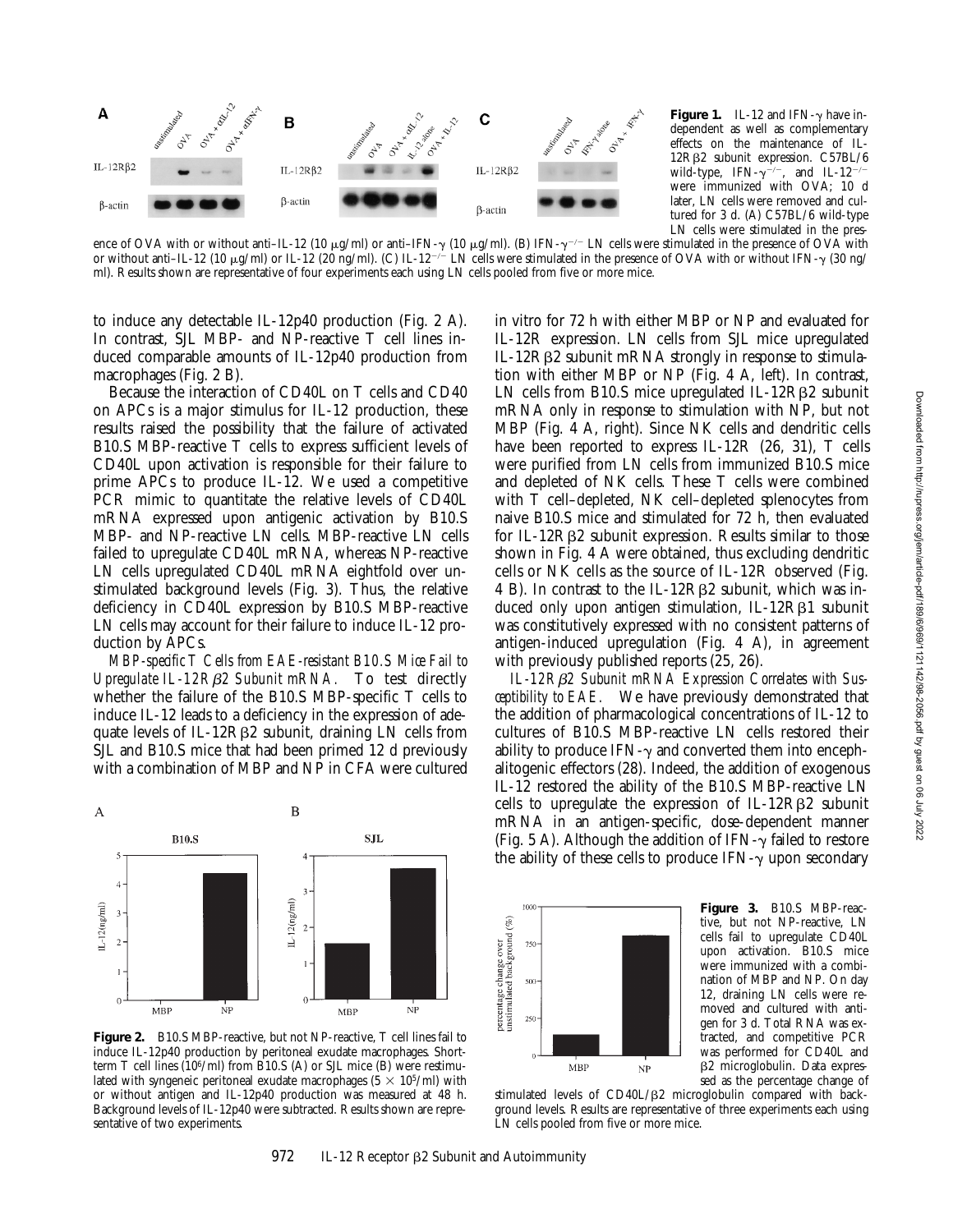**Figure 1.** IL-12 and IFN-γ have independent as well as complementary effects on the maintenance of IL-12Rβ2 subunit expression. C57BL/6 wild-type, IFN-$\gamma^{-/-}$, and IL-$12^{-/-}$ were immunized with OVA; 10 d later, LN cells were removed and cultured for 3 d. (A) C57BL/6 wild-type LN cells were stimulated in the presence of OVA with or without anti–IL-12 (10 μg/ml) or anti–IFN-γ (10 μg/ml). (B) IFN-$\gamma^{-/-}$ LN cells were stimulated in the presence of OVA with or without anti–IL-12 (10 μg/ml) or IL-12 (20 ng/ml). (C) IL-$12^{-/-}$ LN cells were stimulated in the presence of OVA with or without IFN-γ (30 ng/ml). Results shown are representative of four experiments each using LN cells pooled from five or more mice.

to induce any detectable IL-12p40 production (Fig. 2 A). In contrast, SJL MBP- and NP-reactive T cell lines induced comparable amounts of IL-12p40 production from macrophages (Fig. 2 B).

Because the interaction of CD40L on T cells and CD40 on APCs is a major stimulus for IL-12 production, these results raised the possibility that the failure of activated B10.S MBP-reactive T cells to express sufficient levels of CD40L upon activation is responsible for their failure to prime APCs to produce IL-12. We used a competitive PCR mimic to quantitate the relative levels of CD40L mRNA expressed upon antigenic activation by B10.S MBP- and NP-reactive LN cells. MBP-reactive LN cells failed to upregulate CD40L mRNA, whereas NP-reactive LN cells upregulated CD40L mRNA eightfold over unstimulated background levels (Fig. 3). Thus, the relative deficiency in CD40L expression by B10.S MBP-reactive LN cells may account for their failure to induce IL-12 production by APCs.

*MBP-specific T Cells from EAE-resistant B10.S Mice Fail to Upregulate IL-12Rβ2 Subunit mRNA.* To test directly whether the failure of the B10.S MBP-specific T cells to induce IL-12 leads to a deficiency in the expression of adequate levels of IL-12Rβ2 subunit, draining LN cells from SJL and B10.S mice that had been primed 12 d previously with a combination of MBP and NP in CFA were cultured in vitro for 72 h with either MBP or NP and evaluated for IL-12R expression. LN cells from SJL mice upregulated IL-12Rβ2 subunit mRNA strongly in response to stimulation with either MBP or NP (Fig. 4 A, left). In contrast, LN cells from B10.S mice upregulated IL-12Rβ2 subunit mRNA only in response to stimulation with NP, but not MBP (Fig. 4 A, right). Since NK cells and dendritic cells have been reported to express IL-12R (26, 31), T cells were purified from LN cells from immunized B10.S mice and depleted of NK cells. These T cells were combined with T cell–depleted, NK cell–depleted splenocytes from naive B10.S mice and stimulated for 72 h, then evaluated for IL-12Rβ2 subunit expression. Results similar to those shown in Fig. 4 A were obtained, thus excluding dendritic cells or NK cells as the source of IL-12R observed (Fig. 4 B). In contrast to the IL-12Rβ2 subunit, which was induced only upon antigen stimulation, IL-12Rβ1 subunit was constitutively expressed with no consistent patterns of antigen-induced upregulation (Fig. 4 A), in agreement with previously published reports (25, 26).

*IL-12Rβ2 Subunit mRNA Expression Correlates with Susceptibility to EAE.* We have previously demonstrated that the addition of pharmacological concentrations of IL-12 to cultures of B10.S MBP-reactive LN cells restored their ability to produce IFN-γ and converted them into encephalitogenic effectors (28). Indeed, the addition of exogenous IL-12 restored the ability of the B10.S MBP-reactive LN cells to upregulate the expression of IL-12Rβ2 subunit mRNA in an antigen-specific, dose-dependent manner (Fig. 5 A). Although the addition of IFN-γ failed to restore the ability of these cells to produce IFN-γ upon secondary

**Figure 2.** B10.S MBP-reactive, but not NP-reactive, T cell lines fail to induce IL-12p40 production by peritoneal exudate macrophages. Short-term T cell lines ($10^6$/ml) from B10.S (A) or SJL mice (B) were restimulated with syngeneic peritoneal exudate macrophages ($5 \times 10^5$/ml) with or without antigen and IL-12p40 production was measured at 48 h. Background levels of IL-12p40 were subtracted. Results shown are representative of two experiments.

**Figure 3.** B10.S MBP-reactive, but not NP-reactive, LN cells fail to upregulate CD40L upon activation. B10.S mice were immunized with a combination of MBP and NP. On day 12, draining LN cells were removed and cultured with antigen for 3 d. Total RNA was extracted, and competitive PCR was performed for CD40L and β2 microglobulin. Data expressed as the percentage change of stimulated levels of CD40L/β2 microglobulin compared with background levels. Results are representative of three experiments each using LN cells pooled from five or more mice.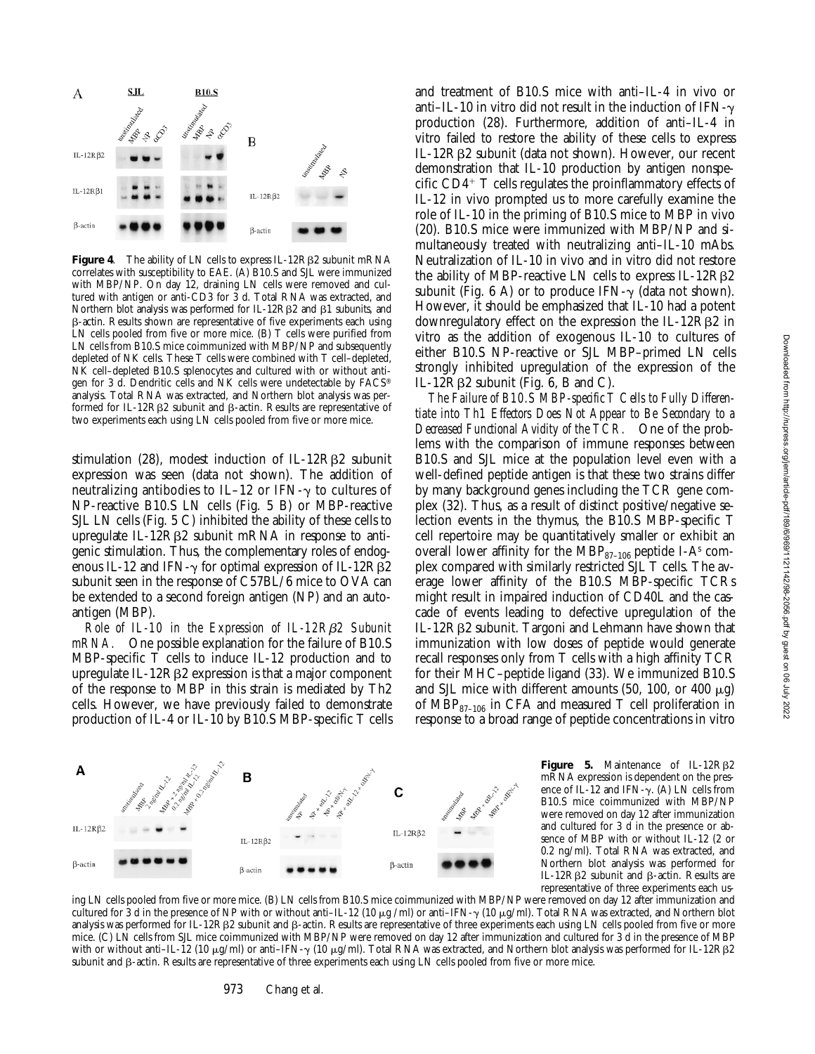**Figure 4.** The ability of LN cells to express IL-12R β2 subunit mRNA correlates with susceptibility to EAE. (A) B10.S and SJL were immunized with MBP/NP. On day 12, draining LN cells were removed and cultured with antigen or anti-CD3 for 3 d. Total RNA was extracted, and Northern blot analysis was performed for IL-12R β2 and β1 subunits, and β-actin. Results shown are representative of five experiments each using LN cells pooled from five or more mice. (B) T cells were purified from LN cells from B10.S mice coimmunized with MBP/NP and subsequently depleted of NK cells. These T cells were combined with T cell–depleted, NK cell–depleted B10.S splenocytes and cultured with or without antigen for 3 d. Dendritic cells and NK cells were undetectable by FACS® analysis. Total RNA was extracted, and Northern blot analysis was performed for IL-12R β2 subunit and β-actin. Results are representative of two experiments each using LN cells pooled from five or more mice.

stimulation (28), modest induction of IL-12R β2 subunit expression was seen (data not shown). The addition of neutralizing antibodies to IL–12 or IFN-γ to cultures of NP-reactive B10.S LN cells (Fig. 5 B) or MBP-reactive SJL LN cells (Fig. 5 C) inhibited the ability of these cells to upregulate IL-12R β2 subunit mRNA in response to antigenic stimulation. Thus, the complementary roles of endogenous IL-12 and IFN-γ for optimal expression of IL-12R β2 subunit seen in the response of C57BL/6 mice to OVA can be extended to a second foreign antigen (NP) and an autoantigen (MBP).

*Role of IL-10 in the Expression of IL-12Rβ2 Subunit mRNA.* One possible explanation for the failure of B10.S MBP-specific T cells to induce IL-12 production and to upregulate IL-12R β2 expression is that a major component of the response to MBP in this strain is mediated by Th2 cells. However, we have previously failed to demonstrate production of IL-4 or IL-10 by B10.S MBP-specific T cells and treatment of B10.S mice with anti–IL-4 in vivo or anti–IL-10 in vitro did not result in the induction of IFN-γ production (28). Furthermore, addition of anti–IL-4 in vitro failed to restore the ability of these cells to express IL-12R β2 subunit (data not shown). However, our recent demonstration that IL-10 production by antigen nonspecific $CD4^+$ T cells regulates the proinflammatory effects of IL-12 in vivo prompted us to more carefully examine the role of IL-10 in the priming of B10.S mice to MBP in vivo (20). B10.S mice were immunized with MBP/NP and simultaneously treated with neutralizing anti–IL-10 mAbs. Neutralization of IL-10 in vivo and in vitro did not restore the ability of MBP-reactive LN cells to express IL-12R β2 subunit (Fig. 6 A) or to produce IFN-γ (data not shown). However, it should be emphasized that IL-10 had a potent downregulatory effect on the expression the IL-12R β2 in vitro as the addition of exogenous IL-10 to cultures of either B10.S NP-reactive or SJL MBP–primed LN cells strongly inhibited upregulation of the expression of the IL-12R β2 subunit (Fig. 6, B and C).

*The Failure of B10.S MBP-specific T Cells to Fully Differentiate into Th1 Effectors Does Not Appear to Be Secondary to a Decreased Functional Avidity of the TCR.* One of the problems with the comparison of immune responses between B10.S and SJL mice at the population level even with a well-defined peptide antigen is that these two strains differ by many background genes including the TCR gene complex (32). Thus, as a result of distinct positive/negative selection events in the thymus, the B10.S MBP-specific T cell repertoire may be quantitatively smaller or exhibit an overall lower affinity for the $MBP_{87–106}$ peptide I-$A^s$ complex compared with similarly restricted SJL T cells. The average lower affinity of the B10.S MBP-specific TCRs might result in impaired induction of CD40L and the cascade of events leading to defective upregulation of the IL-12R β2 subunit. Targoni and Lehmann have shown that immunization with low doses of peptide would generate recall responses only from T cells with a high affinity TCR for their MHC–peptide ligand (33). We immunized B10.S and SJL mice with different amounts (50, 100, or 400 μg) of $MBP_{87–106}$ in CFA and measured T cell proliferation in response to a broad range of peptide concentrations in vitro

**Figure 5.** Maintenance of IL-12R β2 mRNA expression is dependent on the presence of IL-12 and IFN-γ. (A) LN cells from B10.S mice coimmunized with MBP/NP were removed on day 12 after immunization and cultured for 3 d in the presence or absence of MBP with or without IL-12 (2 or 0.2 ng/ml). Total RNA was extracted, and Northern blot analysis was performed for IL-12R β2 subunit and β-actin. Results are representative of three experiments each using LN cells pooled from five or more mice. (B) LN cells from B10.S mice coimmunized with MBP/NP were removed on day 12 after immunization and cultured for 3 d in the presence of NP with or without anti–IL-12 (10 μg /ml) or anti–IFN-γ (10 μg/ml). Total RNA was extracted, and Northern blot analysis was performed for IL-12R β2 subunit and β-actin. Results are representative of three experiments each using LN cells pooled from five or more mice. (C) LN cells from SJL mice coimmunized with MBP/NP were removed on day 12 after immunization and cultured for 3 d in the presence of MBP with or without anti–IL-12 (10 μg/ml) or anti–IFN-γ (10 μg/ml). Total RNA was extracted, and Northern blot analysis was performed for IL-12R β2 subunit and β-actin. Results are representative of three experiments each using LN cells pooled from five or more mice.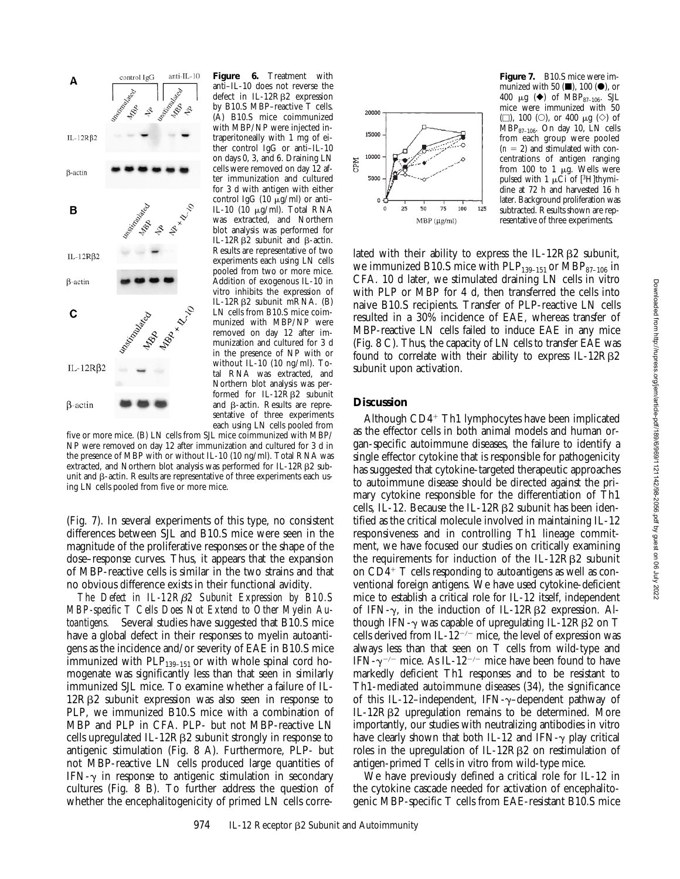**Figure 6.** Treatment with anti–IL-10 does not reverse the defect in IL-12Rβ2 expression by B10.S MBP–reactive T cells. (A) B10.S mice coimmunized with MBP/NP were injected intraperitoneally with 1 mg of either control IgG or anti–IL-10 on days 0, 3, and 6. Draining LN cells were removed on day 12 after immunization and cultured for 3 d with antigen with either control IgG (10 μg/ml) or anti–IL-10 (10 μg/ml). Total RNA was extracted, and Northern blot analysis was performed for IL-12Rβ2 subunit and β-actin. Results are representative of two experiments each using LN cells pooled from two or more mice. Addition of exogenous IL-10 in vitro inhibits the expression of IL-12Rβ2 subunit mRNA. (B) LN cells from B10.S mice coimmunized with MBP/NP were removed on day 12 after immunization and cultured for 3 d in the presence of NP with or without IL-10 (10 ng/ml). Total RNA was extracted, and Northern blot analysis was performed for IL-12Rβ2 subunit and β-actin. Results are representative of three experiments each using LN cells pooled from five or more mice. (B) LN cells from SJL mice coimmunized with MBP/NP were removed on day 12 after immunization and cultured for 3 d in the presence of MBP with or without IL-10 (10 ng/ml). Total RNA was extracted, and Northern blot analysis was performed for IL-12Rβ2 subunit and β-actin. Results are representative of three experiments each using LN cells pooled from five or more mice.

**Figure 7.** B10.S mice were immunized with 50 (■), 100 (●), or 400 μg (◆) of $MBP_{87–106}$. SJL mice were immunized with 50 (□), 100 (○), or 400 μg (◇) of $MBP_{87–106}$. On day 10, LN cells from each group were pooled ($n = 2$) and stimulated with concentrations of antigen ranging from 100 to 1 μg. Wells were pulsed with 1 μCi of [$^3$H]thymidine at 72 h and harvested 16 h later. Background proliferation was subtracted. Results shown are representative of three experiments.

(Fig. 7). In several experiments of this type, no consistent differences between SJL and B10.S mice were seen in the magnitude of the proliferative responses or the shape of the dose–response curves. Thus, it appears that the expansion of MBP-reactive cells is similar in the two strains and that no obvious difference exists in their functional avidity.

*The Defect in IL-12Rβ2 Subunit Expression by B10.S MBP-specific T Cells Does Not Extend to Other Myelin Autoantigens.* Several studies have suggested that B10.S mice have a global defect in their responses to myelin autoantigens as the incidence and/or severity of EAE in B10.S mice immunized with $PLP_{139–151}$ or with whole spinal cord homogenate was significantly less than that seen in similarly immunized SJL mice. To examine whether a failure of IL-12Rβ2 subunit expression was also seen in response to PLP, we immunized B10.S mice with a combination of MBP and PLP in CFA. PLP- but not MBP-reactive LN cells upregulated IL-12Rβ2 subunit strongly in response to antigenic stimulation (Fig. 8 A). Furthermore, PLP- but not MBP-reactive LN cells produced large quantities of IFN-γ in response to antigenic stimulation in secondary cultures (Fig. 8 B). To further address the question of whether the encephalitogenicity of primed LN cells correlated with their ability to express the IL-12Rβ2 subunit, we immunized B10.S mice with $PLP_{139–151}$ or $MBP_{87–106}$ in CFA. 10 d later, we stimulated draining LN cells in vitro with PLP or MBP for 4 d, then transferred the cells into naive B10.S recipients. Transfer of PLP-reactive LN cells resulted in a 30% incidence of EAE, whereas transfer of MBP-reactive LN cells failed to induce EAE in any mice (Fig. 8 C). Thus, the capacity of LN cells to transfer EAE was found to correlate with their ability to express IL-12Rβ2 subunit upon activation.

## Discussion

Although $CD4^+$ Th1 lymphocytes have been implicated as the effector cells in both animal models and human organ-specific autoimmune diseases, the failure to identify a single effector cytokine that is responsible for pathogenicity has suggested that cytokine-targeted therapeutic approaches to autoimmune disease should be directed against the primary cytokine responsible for the differentiation of Th1 cells, IL-12. Because the IL-12Rβ2 subunit has been identified as the critical molecule involved in maintaining IL-12 responsiveness and in controlling Th1 lineage commitment, we have focused our studies on critically examining the requirements for induction of the IL-12Rβ2 subunit on $CD4^+$ T cells responding to autoantigens as well as conventional foreign antigens. We have used cytokine-deficient mice to establish a critical role for IL-12 itself, independent of IFN-γ, in the induction of IL-12Rβ2 expression. Although IFN-γ was capable of upregulating IL-12Rβ2 on T cells derived from IL-$12^{-/-}$ mice, the level of expression was always less than that seen on T cells from wild-type and IFN-$\gamma^{-/-}$ mice. As IL-$12^{-/-}$ mice have been found to have markedly deficient Th1 responses and to be resistant to Th1-mediated autoimmune diseases (34), the significance of this IL-12–independent, IFN-γ–dependent pathway of IL-12Rβ2 upregulation remains to be determined. More importantly, our studies with neutralizing antibodies in vitro have clearly shown that both IL-12 and IFN-γ play critical roles in the upregulation of IL-12Rβ2 on restimulation of antigen-primed T cells in vitro from wild-type mice.

We have previously defined a critical role for IL-12 in the cytokine cascade needed for activation of encephalitogenic MBP-specific T cells from EAE-resistant B10.S mice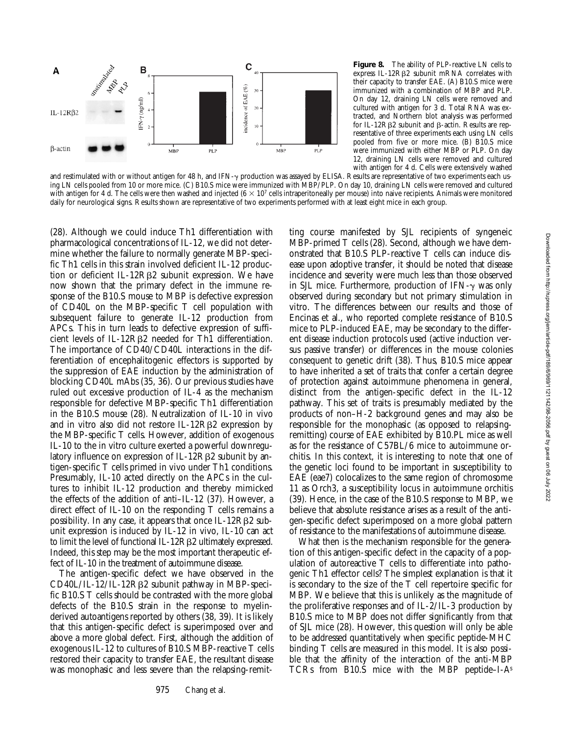**Figure 8.** The ability of PLP-reactive LN cells to express IL-12R β2 subunit mRNA correlates with their capacity to transfer EAE. (A) B10.S mice were immunized with a combination of MBP and PLP. On day 12, draining LN cells were removed and cultured with antigen for 3 d. Total RNA was extracted, and Northern blot analysis was performed for IL-12R β2 subunit and β-actin. Results are representative of three experiments each using LN cells pooled from five or more mice. (B) B10.S mice were immunized with either MBP or PLP. On day 12, draining LN cells were removed and cultured with antigen for 4 d. Cells were extensively washed and restimulated with or without antigen for 48 h, and IFN-γ production was assayed by ELISA. Results are representative of two experiments each using LN cells pooled from 10 or more mice. (C) B10.S mice were immunized with MBP/PLP. On day 10, draining LN cells were removed and cultured with antigen for 4 d. The cells were then washed and injected ($6 \times 10^7$ cells intraperitoneally per mouse) into naive recipients. Animals were monitored daily for neurological signs. Results shown are representative of two experiments performed with at least eight mice in each group.

(28). Although we could induce Th1 differentiation with pharmacological concentrations of IL-12, we did not determine whether the failure to normally generate MBP-specific Th1 cells in this strain involved deficient IL-12 production or deficient IL-12R β2 subunit expression. We have now shown that the primary defect in the immune response of the B10.S mouse to MBP is defective expression of CD40L on the MBP-specific T cell population with subsequent failure to generate IL-12 production from APCs. This in turn leads to defective expression of sufficient levels of IL-12R β2 needed for Th1 differentiation. The importance of CD40/CD40L interactions in the differentiation of encephalitogenic effectors is supported by the suppression of EAE induction by the administration of blocking CD40L mAbs (35, 36). Our previous studies have ruled out excessive production of IL-4 as the mechanism responsible for defective MBP-specific Th1 differentiation in the B10.S mouse (28). Neutralization of IL-10 in vivo and in vitro also did not restore IL-12R β2 expression by the MBP-specific T cells. However, addition of exogenous IL-10 to the in vitro culture exerted a powerful downregulatory influence on expression of IL-12R β2 subunit by antigen-specific T cells primed in vivo under Th1 conditions. Presumably, IL-10 acted directly on the APCs in the cultures to inhibit IL-12 production and thereby mimicked the effects of the addition of anti–IL-12 (37). However, a direct effect of IL-10 on the responding T cells remains a possibility. In any case, it appears that once IL-12R β2 subunit expression is induced by IL-12 in vivo, IL-10 can act to limit the level of functional IL-12R β2 ultimately expressed. Indeed, this step may be the most important therapeutic effect of IL-10 in the treatment of autoimmune disease.

The antigen-specific defect we have observed in the CD40L/IL-12/IL-12R β2 subunit pathway in MBP-specific B10.S T cells should be contrasted with the more global defects of the B10.S strain in the response to myelin-derived autoantigens reported by others (38, 39). It is likely that this antigen-specific defect is superimposed over and above a more global defect. First, although the addition of exogenous IL-12 to cultures of B10.S MBP-reactive T cells restored their capacity to transfer EAE, the resultant disease was monophasic and less severe than the relapsing-remitting course manifested by SJL recipients of syngeneic MBP-primed T cells (28). Second, although we have demonstrated that B10.S PLP-reactive T cells can induce disease upon adoptive transfer, it should be noted that disease incidence and severity were much less than those observed in SJL mice. Furthermore, production of IFN-γ was only observed during secondary but not primary stimulation in vitro. The differences between our results and those of Encinas et al., who reported complete resistance of B10.S mice to PLP-induced EAE, may be secondary to the different disease induction protocols used (active induction versus passive transfer) or differences in the mouse colonies consequent to genetic drift (38). Thus, B10.S mice appear to have inherited a set of traits that confer a certain degree of protection against autoimmune phenomena in general, distinct from the antigen-specific defect in the IL-12 pathway. This set of traits is presumably mediated by the products of non–H-2 background genes and may also be responsible for the monophasic (as opposed to relapsing-remitting) course of EAE exhibited by B10.PL mice as well as for the resistance of C57BL/6 mice to autoimmune orchitis. In this context, it is interesting to note that one of the genetic loci found to be important in susceptibility to EAE (eae7) colocalizes to the same region of chromosome 11 as Orch3, a susceptibility locus in autoimmune orchitis (39). Hence, in the case of the B10.S response to MBP, we believe that absolute resistance arises as a result of the antigen-specific defect superimposed on a more global pattern of resistance to the manifestations of autoimmune disease.

What then is the mechanism responsible for the generation of this antigen-specific defect in the capacity of a population of autoreactive T cells to differentiate into pathogenic Th1 effector cells? The simplest explanation is that it is secondary to the size of the T cell repertoire specific for MBP. We believe that this is unlikely as the magnitude of the proliferative responses and of IL-2/IL-3 production by B10.S mice to MBP does not differ significantly from that of SJL mice (28). However, this question will only be able to be addressed quantitatively when specific peptide-MHC binding T cells are measured in this model. It is also possible that the affinity of the interaction of the anti-MBP TCRs from B10.S mice with the MBP peptide–I-A$^s$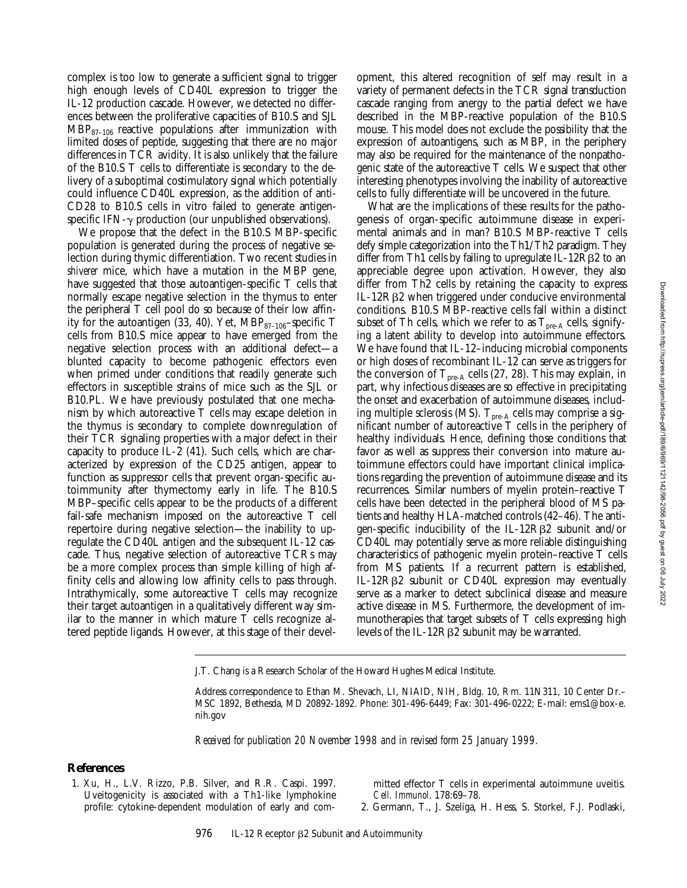complex is too low to generate a sufficient signal to trigger high enough levels of CD40L expression to trigger the IL-12 production cascade. However, we detected no differences between the proliferative capacities of B10.S and SJL $MBP_{87–106}$ reactive populations after immunization with limited doses of peptide, suggesting that there are no major differences in TCR avidity. It is also unlikely that the failure of the B10.S T cells to differentiate is secondary to the delivery of a suboptimal costimulatory signal which potentially could influence CD40L expression, as the addition of anti-CD28 to B10.S cells in vitro failed to generate antigen-specific IFN-γ production (our unpublished observations).

We propose that the defect in the B10.S MBP-specific population is generated during the process of negative selection during thymic differentiation. Two recent studies in *shiverer* mice, which have a mutation in the MBP gene, have suggested that those autoantigen-specific T cells that normally escape negative selection in the thymus to enter the peripheral T cell pool do so because of their low affinity for the autoantigen (33, 40). Yet, $MBP_{87–106}$–specific T cells from B10.S mice appear to have emerged from the negative selection process with an additional defect—a blunted capacity to become pathogenic effectors even when primed under conditions that readily generate such effectors in susceptible strains of mice such as the SJL or B10.PL. We have previously postulated that one mechanism by which autoreactive T cells may escape deletion in the thymus is secondary to complete downregulation of their TCR signaling properties with a major defect in their capacity to produce IL-2 (41). Such cells, which are characterized by expression of the CD25 antigen, appear to function as suppressor cells that prevent organ-specific autoimmunity after thymectomy early in life. The B10.S MBP–specific cells appear to be the products of a different fail-safe mechanism imposed on the autoreactive T cell repertoire during negative selection—the inability to upregulate the CD40L antigen and the subsequent IL-12 cascade. Thus, negative selection of autoreactive TCRs may be a more complex process than simple killing of high affinity cells and allowing low affinity cells to pass through. Intrathymically, some autoreactive T cells may recognize their target autoantigen in a qualitatively different way similar to the manner in which mature T cells recognize altered peptide ligands. However, at this stage of their development, this altered recognition of self may result in a variety of permanent defects in the TCR signal transduction cascade ranging from anergy to the partial defect we have described in the MBP-reactive population of the B10.S mouse. This model does not exclude the possibility that the expression of autoantigens, such as MBP, in the periphery may also be required for the maintenance of the nonpathogenic state of the autoreactive T cells. We suspect that other interesting phenotypes involving the inability of autoreactive cells to fully differentiate will be uncovered in the future.

What are the implications of these results for the pathogenesis of organ-specific autoimmune disease in experimental animals and in man? B10.S MBP-reactive T cells defy simple categorization into the Th1/Th2 paradigm. They differ from Th1 cells by failing to upregulate IL-12Rβ2 to an appreciable degree upon activation. However, they also differ from Th2 cells by retaining the capacity to express IL-12Rβ2 when triggered under conducive environmental conditions. B10.S MBP-reactive cells fall within a distinct subset of Th cells, which we refer to as $T_{pre-A}$ cells, signifying a latent ability to develop into autoimmune effectors. We have found that IL-12–inducing microbial components or high doses of recombinant IL-12 can serve as triggers for the conversion of $T_{pre-A}$ cells (27, 28). This may explain, in part, why infectious diseases are so effective in precipitating the onset and exacerbation of autoimmune diseases, including multiple sclerosis (MS). $T_{pre-A}$ cells may comprise a significant number of autoreactive T cells in the periphery of healthy individuals. Hence, defining those conditions that favor as well as suppress their conversion into mature autoimmune effectors could have important clinical implications regarding the prevention of autoimmune disease and its recurrences. Similar numbers of myelin protein–reactive T cells have been detected in the peripheral blood of MS patients and healthy HLA-matched controls (42–46). The antigen-specific inducibility of the IL-12Rβ2 subunit and/or CD40L may potentially serve as more reliable distinguishing characteristics of pathogenic myelin protein–reactive T cells from MS patients. If a recurrent pattern is established, IL-12Rβ2 subunit or CD40L expression may eventually serve as a marker to detect subclinical disease and measure active disease in MS. Furthermore, the development of immunotherapies that target subsets of T cells expressing high levels of the IL-12Rβ2 subunit may be warranted.

J.T. Chang is a Research Scholar of the Howard Hughes Medical Institute.

Address correspondence to Ethan M. Shevach, LI, NIAID, NIH, Bldg. 10, Rm. 11N311, 10 Center Dr.–MSC 1892, Bethesda, MD 20892-1892. Phone: 301-496-6449; Fax: 301-496-0222; E-mail: ems1@box-e.nih.gov

*Received for publication 20 November 1998 and in revised form 25 January 1999.*

## References

1. Xu, H., L.V. Rizzo, P.B. Silver, and R.R. Caspi. 1997. Uveitogenicity is associated with a Th1-like lymphokine profile: cytokine-dependent modulation of early and committed effector T cells in experimental autoimmune uveitis. *Cell. Immunol.* 178:69–78.
2. Germann, T., J. Szeliga, H. Hess, S. Storkel, F.J. Podlaski,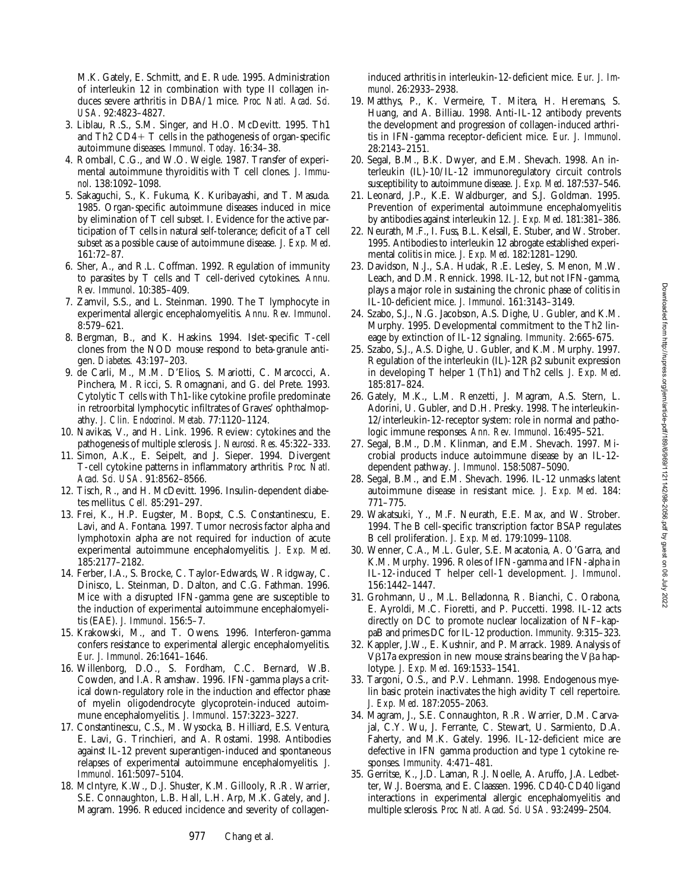M.K. Gately, E. Schmitt, and E. Rude. 1995. Administration of interleukin 12 in combination with type II collagen induces severe arthritis in DBA/1 mice. *Proc. Natl. Acad. Sci. USA.* 92:4823–4827.

3. Liblau, R.S., S.M. Singer, and H.O. McDevitt. 1995. Th1 and Th2 CD4+ T cells in the pathogenesis of organ-specific autoimmune diseases. *Immunol. Today.* 16:34–38.
4. Romball, C.G., and W.O. Weigle. 1987. Transfer of experimental autoimmune thyroiditis with T cell clones. *J. Immunol.* 138:1092–1098.
5. Sakaguchi, S., K. Fukuma, K. Kuribayashi, and T. Masuda. 1985. Organ-specific autoimmune diseases induced in mice by elimination of T cell subset. I. Evidence for the active participation of T cells in natural self-tolerance; deficit of a T cell subset as a possible cause of autoimmune disease. *J. Exp. Med.* 161:72–87.
6. Sher, A., and R.L. Coffman. 1992. Regulation of immunity to parasites by T cells and T cell-derived cytokines. *Annu. Rev. Immunol.* 10:385–409.
7. Zamvil, S.S., and L. Steinman. 1990. The T lymphocyte in experimental allergic encephalomyelitis. *Annu. Rev. Immunol.* 8:579–621.
8. Bergman, B., and K. Haskins. 1994. Islet-specific T-cell clones from the NOD mouse respond to beta-granule antigen. *Diabetes.* 43:197–203.
9. de Carli, M., M.M. D'Elios, S. Mariotti, C. Marcocci, A. Pinchera, M. Ricci, S. Romagnani, and G. del Prete. 1993. Cytolytic T cells with Th1-like cytokine profile predominate in retroorbital lymphocytic infiltrates of Graves' ophthalmopathy. *J. Clin. Endocrinol. Metab.* 77:1120–1124.
10. Navikas, V., and H. Link. 1996. Review: cytokines and the pathogenesis of multiple sclerosis. *J. Neurosci. Res.* 45:322–333.
11. Simon, A.K., E. Seipelt, and J. Sieper. 1994. Divergent T-cell cytokine patterns in inflammatory arthritis. *Proc. Natl. Acad. Sci. USA.* 91:8562–8566.
12. Tisch, R., and H. McDevitt. 1996. Insulin-dependent diabetes mellitus. *Cell.* 85:291–297.
13. Frei, K., H.P. Eugster, M. Bopst, C.S. Constantinescu, E. Lavi, and A. Fontana. 1997. Tumor necrosis factor alpha and lymphotoxin alpha are not required for induction of acute experimental autoimmune encephalomyelitis. *J. Exp. Med.* 185:2177–2182.
14. Ferber, I.A., S. Brocke, C. Taylor-Edwards, W. Ridgway, C. Dinisco, L. Steinman, D. Dalton, and C.G. Fathman. 1996. Mice with a disrupted IFN-gamma gene are susceptible to the induction of experimental autoimmune encephalomyelitis (EAE). *J. Immunol.* 156:5–7.
15. Krakowski, M., and T. Owens. 1996. Interferon-gamma confers resistance to experimental allergic encephalomyelitis. *Eur. J. Immunol.* 26:1641–1646.
16. Willenborg, D.O., S. Fordham, C.C. Bernard, W.B. Cowden, and I.A. Ramshaw. 1996. IFN-gamma plays a critical down-regulatory role in the induction and effector phase of myelin oligodendrocyte glycoprotein-induced autoimmune encephalomyelitis. *J. Immunol.* 157:3223–3227.
17. Constantinescu, C.S., M. Wysocka, B. Hilliard, E.S. Ventura, E. Lavi, G. Trinchieri, and A. Rostami. 1998. Antibodies against IL-12 prevent superantigen-induced and spontaneous relapses of experimental autoimmune encephalomyelitis. *J. Immunol.* 161:5097–5104.
18. McIntyre, K.W., D.J. Shuster, K.M. Gillooly, R.R. Warrier, S.E. Connaughton, L.B. Hall, L.H. Arp, M.K. Gately, and J. Magram. 1996. Reduced incidence and severity of collagen-induced arthritis in interleukin-12-deficient mice. *Eur. J. Immunol.* 26:2933–2938.
19. Matthys, P., K. Vermeire, T. Mitera, H. Heremans, S. Huang, and A. Billiau. 1998. Anti-IL-12 antibody prevents the development and progression of collagen-induced arthritis in IFN-gamma receptor-deficient mice. *Eur. J. Immunol.* 28:2143–2151.
20. Segal, B.M., B.K. Dwyer, and E.M. Shevach. 1998. An interleukin (IL)-10/IL-12 immunoregulatory circuit controls susceptibility to autoimmune disease. *J. Exp. Med.* 187:537–546.
21. Leonard, J.P., K.E. Waldburger, and S.J. Goldman. 1995. Prevention of experimental autoimmune encephalomyelitis by antibodies against interleukin 12. *J. Exp. Med.* 181:381–386.
22. Neurath, M.F., I. Fuss, B.L. Kelsall, E. Stuber, and W. Strober. 1995. Antibodies to interleukin 12 abrogate established experimental colitis in mice. *J. Exp. Med.* 182:1281–1290.
23. Davidson, N.J., S.A. Hudak, R.E. Lesley, S. Menon, M.W. Leach, and D.M. Rennick. 1998. IL-12, but not IFN-gamma, plays a major role in sustaining the chronic phase of colitis in IL-10-deficient mice. *J. Immunol.* 161:3143–3149.
24. Szabo, S.J., N.G. Jacobson, A.S. Dighe, U. Gubler, and K.M. Murphy. 1995. Developmental commitment to the Th2 lineage by extinction of IL-12 signaling. *Immunity.* 2:665–675.
25. Szabo, S.J., A.S. Dighe, U. Gubler, and K.M. Murphy. 1997. Regulation of the interleukin (IL)-12R $\beta$2 subunit expression in developing T helper 1 (Th1) and Th2 cells. *J. Exp. Med.* 185:817–824.
26. Gately, M.K., L.M. Renzetti, J. Magram, A.S. Stern, L. Adorini, U. Gubler, and D.H. Presky. 1998. The interleukin-12/interleukin-12-receptor system: role in normal and pathologic immune responses. *Ann. Rev. Immunol.* 16:495–521.
27. Segal, B.M., D.M. Klinman, and E.M. Shevach. 1997. Microbial products induce autoimmune disease by an IL-12-dependent pathway. *J. Immunol.* 158:5087–5090.
28. Segal, B.M., and E.M. Shevach. 1996. IL-12 unmasks latent autoimmune disease in resistant mice. *J. Exp. Med.* 184:771–775.
29. Wakatsuki, Y., M.F. Neurath, E.E. Max, and W. Strober. 1994. The B cell-specific transcription factor BSAP regulates B cell proliferation. *J. Exp. Med.* 179:1099–1108.
30. Wenner, C.A., M.L. Guler, S.E. Macatonia, A. O'Garra, and K.M. Murphy. 1996. Roles of IFN-gamma and IFN-alpha in IL-12-induced T helper cell-1 development. *J. Immunol.* 156:1442–1447.
31. Grohmann, U., M.L. Belladonna, R. Bianchi, C. Orabona, E. Ayroldi, M.C. Fioretti, and P. Puccetti. 1998. IL-12 acts directly on DC to promote nuclear localization of NF–kappaB and primes DC for IL-12 production. *Immunity.* 9:315–323.
32. Kappler, J.W., E. Kushnir, and P. Marrack. 1989. Analysis of V$\beta$17a expression in new mouse strains bearing the V$\beta$a haplotype. *J. Exp. Med.* 169:1533–1541.
33. Targoni, O.S., and P.V. Lehmann. 1998. Endogenous myelin basic protein inactivates the high avidity T cell repertoire. *J. Exp. Med.* 187:2055–2063.
34. Magram, J., S.E. Connaughton, R.R. Warrier, D.M. Carvajal, C.Y. Wu, J. Ferrante, C. Stewart, U. Sarmiento, D.A. Faherty, and M.K. Gately. 1996. IL-12-deficient mice are defective in IFN gamma production and type 1 cytokine responses. *Immunity.* 4:471–481.
35. Gerritse, K., J.D. Laman, R.J. Noelle, A. Aruffo, J.A. Ledbetter, W.J. Boersma, and E. Claassen. 1996. CD40-CD40 ligand interactions in experimental allergic encephalomyelitis and multiple sclerosis. *Proc. Natl. Acad. Sci. USA.* 93:2499–2504.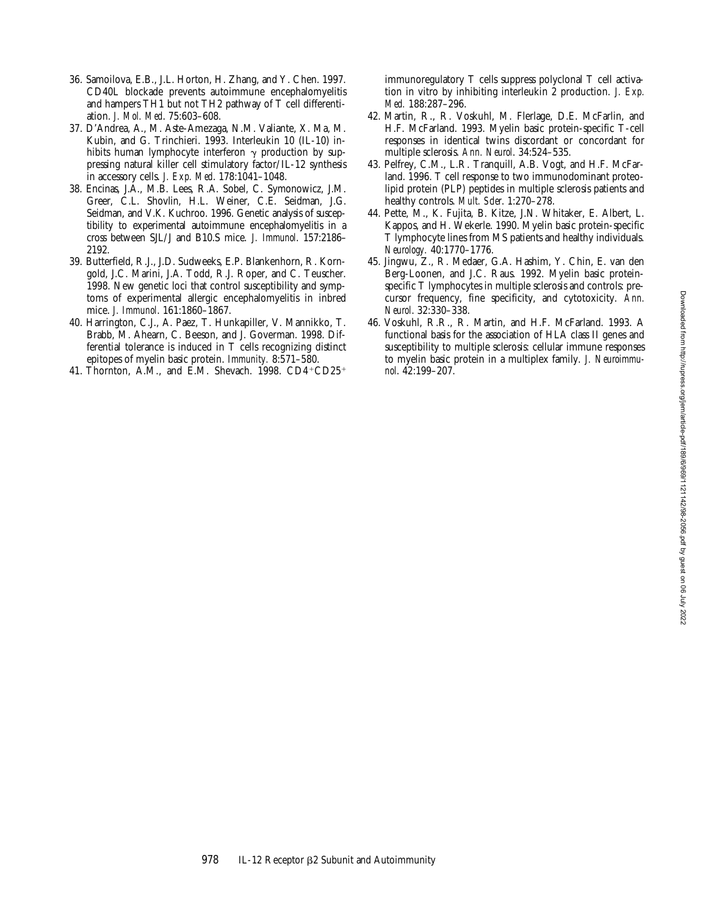36. Samoilova, E.B., J.L. Horton, H. Zhang, and Y. Chen. 1997. CD40L blockade prevents autoimmune encephalomyelitis and hampers TH1 but not TH2 pathway of T cell differentiation. *J. Mol. Med*. 75:603–608.
37. D'Andrea, A., M. Aste-Amezaga, N.M. Valiante, X. Ma, M. Kubin, and G. Trinchieri. 1993. Interleukin 10 (IL-10) inhibits human lymphocyte interferon $\gamma$ production by suppressing natural killer cell stimulatory factor/IL-12 synthesis in accessory cells. *J. Exp. Med*. 178:1041–1048.
38. Encinas, J.A., M.B. Lees, R.A. Sobel, C. Symonowicz, J.M. Greer, C.L. Shovlin, H.L. Weiner, C.E. Seidman, J.G. Seidman, and V.K. Kuchroo. 1996. Genetic analysis of susceptibility to experimental autoimmune encephalomyelitis in a cross between SJL/J and B10.S mice. *J. Immunol*. 157:2186–2192.
39. Butterfield, R.J., J.D. Sudweeks, E.P. Blankenhorn, R. Korngold, J.C. Marini, J.A. Todd, R.J. Roper, and C. Teuscher. 1998. New genetic loci that control susceptibility and symptoms of experimental allergic encephalomyelitis in inbred mice. *J. Immunol*. 161:1860–1867.
40. Harrington, C.J., A. Paez, T. Hunkapiller, V. Mannikko, T. Brabb, M. Ahearn, C. Beeson, and J. Goverman. 1998. Differential tolerance is induced in T cells recognizing distinct epitopes of myelin basic protein. *Immunity*. 8:571–580.
41. Thornton, A.M., and E.M. Shevach. 1998. $CD4^{+}CD25^{+}$ immunoregulatory T cells suppress polyclonal T cell activation in vitro by inhibiting interleukin 2 production. *J. Exp. Med*. 188:287–296.
42. Martin, R., R. Voskuhl, M. Flerlage, D.E. McFarlin, and H.F. McFarland. 1993. Myelin basic protein-specific T-cell responses in identical twins discordant or concordant for multiple sclerosis. *Ann. Neurol*. 34:524–535.
43. Pelfrey, C.M., L.R. Tranquill, A.B. Vogt, and H.F. McFarland. 1996. T cell response to two immunodominant proteolipid protein (PLP) peptides in multiple sclerosis patients and healthy controls. *Mult. Scler*. 1:270–278.
44. Pette, M., K. Fujita, B. Kitze, J.N. Whitaker, E. Albert, L. Kappos, and H. Wekerle. 1990. Myelin basic protein-specific T lymphocyte lines from MS patients and healthy individuals. *Neurology*. 40:1770–1776.
45. Jingwu, Z., R. Medaer, G.A. Hashim, Y. Chin, E. van den Berg-Loonen, and J.C. Raus. 1992. Myelin basic protein-specific T lymphocytes in multiple sclerosis and controls: precursor frequency, fine specificity, and cytotoxicity. *Ann. Neurol*. 32:330–338.
46. Voskuhl, R.R., R. Martin, and H.F. McFarland. 1993. A functional basis for the association of HLA class II genes and susceptibility to multiple sclerosis: cellular immune responses to myelin basic protein in a multiplex family. *J. Neuroimmunol*. 42:199–207.